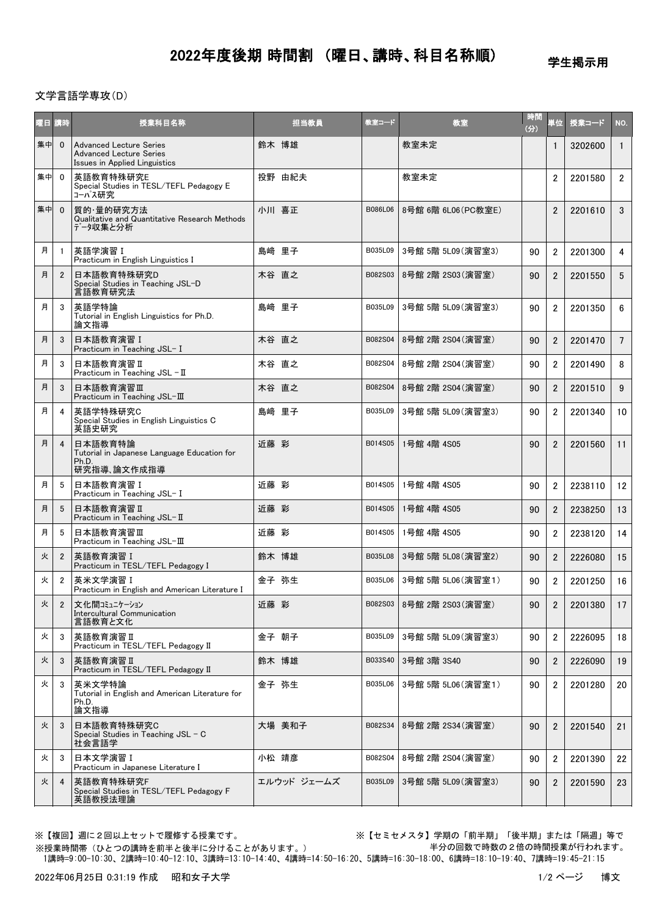# 2022年度後期 時間割 （曜日、講時、科目名称順）

学生掲示用

文学言語学専攻(D)

| 曜日 | 講時 | 授業科目名称 | 担当教員 | 教室コード | 教室 | 時間(分) | 単位 | 授業コード | NO. |
|---|---|---|---|---|---|---|---|---|---|
| 集中 | 0 | Advanced Lecture Series<br>Advanced Lecture Series<br>Issues in Applied Linguistics | 鈴木 博雄 | | 教室未定 | | 1 | 3202600 | 1 |
| 集中 | 0 | 英語教育特殊研究E<br>Special Studies in TESL/TEFL Pedagogy E<br>ｺｰﾊﾟｽ研究 | 投野 由紀夫 | | 教室未定 | | 2 | 2201580 | 2 |
| 集中 | 0 | 質的･量的研究方法<br>Qualitative and Quantitative Research Methods<br>ﾃﾞｰﾀ収集と分析 | 小川 喜正 | B086L06 | 8号館 6階 6L06(PC教室E) | | 2 | 2201610 | 3 |
| 月 | 1 | 英語学演習 I<br>Practicum in English Linguistics I | 島崎 里子 | B035L09 | 3号館 5階 5L09(演習室3) | 90 | 2 | 2201300 | 4 |
| 月 | 2 | 日本語教育特殊研究D<br>Special Studies in Teaching JSL-D<br>言語教育研究法 | 木谷 直之 | B082S03 | 8号館 2階 2S03(演習室) | 90 | 2 | 2201550 | 5 |
| 月 | 3 | 英語学特論<br>Tutorial in English Linguistics for Ph.D.<br>論文指導 | 島崎 里子 | B035L09 | 3号館 5階 5L09(演習室3) | 90 | 2 | 2201350 | 6 |
| 月 | 3 | 日本語教育演習 I<br>Practicum in Teaching JSL- I | 木谷 直之 | B082S04 | 8号館 2階 2S04(演習室) | 90 | 2 | 2201470 | 7 |
| 月 | 3 | 日本語教育演習 II<br>Practicum in Teaching JSL - II | 木谷 直之 | B082S04 | 8号館 2階 2S04(演習室) | 90 | 2 | 2201490 | 8 |
| 月 | 3 | 日本語教育演習 III<br>Practicum in Teaching JSL-III | 木谷 直之 | B082S04 | 8号館 2階 2S04(演習室) | 90 | 2 | 2201510 | 9 |
| 月 | 4 | 英語学特殊研究C<br>Special Studies in English Linguistics C<br>英語史研究 | 島崎 里子 | B035L09 | 3号館 5階 5L09(演習室3) | 90 | 2 | 2201340 | 10 |
| 月 | 4 | 日本語教育特論<br>Tutorial in Japanese Language Education for Ph.D.<br>研究指導、論文作成指導 | 近藤 彩 | B014S05 | 1号館 4階 4S05 | 90 | 2 | 2201560 | 11 |
| 月 | 5 | 日本語教育演習 I<br>Practicum in Teaching JSL- I | 近藤 彩 | B014S05 | 1号館 4階 4S05 | 90 | 2 | 2238110 | 12 |
| 月 | 5 | 日本語教育演習 II<br>Practicum in Teaching JSL- II | 近藤 彩 | B014S05 | 1号館 4階 4S05 | 90 | 2 | 2238250 | 13 |
| 月 | 5 | 日本語教育演習 III<br>Practicum in Teaching JSL-III | 近藤 彩 | B014S05 | 1号館 4階 4S05 | 90 | 2 | 2238120 | 14 |
| 火 | 2 | 英語教育演習 I<br>Practicum in TESL/TEFL Pedagogy I | 鈴木 博雄 | B035L08 | 3号館 5階 5L08(演習室2) | 90 | 2 | 2226080 | 15 |
| 火 | 2 | 英米文学演習 I<br>Practicum in English and American Literature I | 金子 弥生 | B035L06 | 3号館 5階 5L06(演習室1) | 90 | 2 | 2201250 | 16 |
| 火 | 2 | 文化間ｺﾐｭﾆｹｰｼｮﾝ<br>Intercultural Communication<br>言語教育と文化 | 近藤 彩 | B082S03 | 8号館 2階 2S03(演習室) | 90 | 2 | 2201380 | 17 |
| 火 | 3 | 英語教育演習 II<br>Practicum in TESL/TEFL Pedagogy II | 金子 朝子 | B035L09 | 3号館 5階 5L09(演習室3) | 90 | 2 | 2226095 | 18 |
| 火 | 3 | 英語教育演習 II<br>Practicum in TESL/TEFL Pedagogy II | 鈴木 博雄 | B033S40 | 3号館 3階 3S40 | 90 | 2 | 2226090 | 19 |
| 火 | 3 | 英米文学特論<br>Tutorial in English and American Literature for Ph.D.<br>論文指導 | 金子 弥生 | B035L06 | 3号館 5階 5L06(演習室1) | 90 | 2 | 2201280 | 20 |
| 火 | 3 | 日本語教育特殊研究C<br>Special Studies in Teaching JSL - C<br>社会言語学 | 大場 美和子 | B082S34 | 8号館 2階 2S34(演習室) | 90 | 2 | 2201540 | 21 |
| 火 | 3 | 日本文学演習 I<br>Practicum in Japanese Literature I | 小松 靖彦 | B082S04 | 8号館 2階 2S04(演習室) | 90 | 2 | 2201390 | 22 |
| 火 | 4 | 英語教育特殊研究F<br>Special Studies in TESL/TEFL Pedagogy F<br>英語教授法理論 | エルウッド ジェームズ | B035L09 | 3号館 5階 5L09(演習室3) | 90 | 2 | 2201590 | 23 |

※【複回】週に２回以上セットで履修する授業です。

※【セミセメスタ】学期の「前半期」「後半期」または「隔週」等で半分の回数で時数の２倍の時間授業が行われます。

※授業時間帯（ひとつの講時を前半と後半に分けることがあります。）

1講時=9:00-10:30、2講時=10:40-12:10、3講時=13:10-14:40、4講時=14:50-16:20、5講時=16:30-18:00、6講時=18:10-19:40、7講時=19:45-21:15

2022年06月25日 0:31:19 作成　昭和女子大学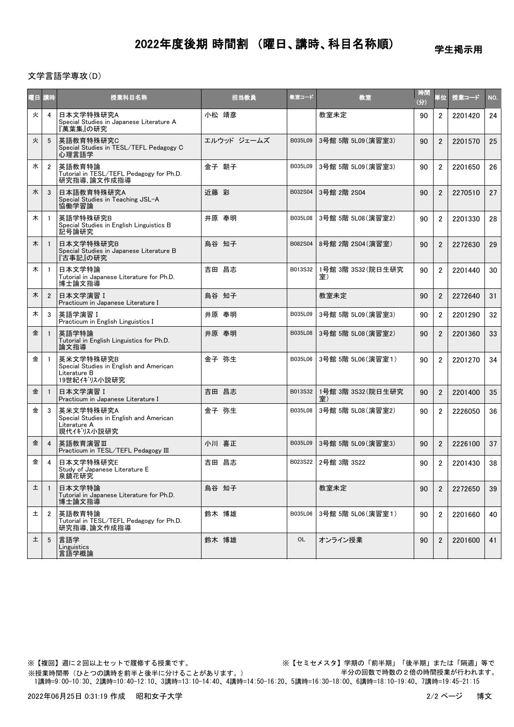# 2022年度後期 時間割 （曜日、講時、科目名称順）

学生掲示用

文学言語学専攻(D)

| 曜日 | 講時 | 授業科目名称 | 担当教員 | 教室コード | 教室 | 時間(分) | 単位 | 授業コード | NO. |
|---|---|---|---|---|---|---|---|---|---|
| 火 | 4 | 日本文学特殊研究A<br>Special Studies in Japanese Literature A<br>『萬葉集』の研究 | 小松 靖彦 | | 教室未定 | 90 | 2 | 2201420 | 24 |
| 火 | 5 | 英語教育特殊研究C<br>Special Studies in TESL/TEFL Pedagogy C<br>心理言語学 | エルウッド ジェームズ | B035L09 | 3号館 5階 5L09(演習室3) | 90 | 2 | 2201570 | 25 |
| 水 | 2 | 英語教育特論<br>Tutorial in TESL/TEFL Pedagogy for Ph.D.<br>研究指導、論文作成指導 | 金子 朝子 | B035L09 | 3号館 5階 5L09(演習室3) | 90 | 2 | 2201650 | 26 |
| 水 | 3 | 日本語教育特殊研究A<br>Special Studies in Teaching JSL-A<br>協働学習論 | 近藤 彩 | B032S04 | 3号館 2階 2S04 | 90 | 2 | 2270510 | 27 |
| 木 | 1 | 英語学特殊研究B<br>Special Studies in English Linguistics B<br>記号論研究 | 井原 奉明 | B035L08 | 3号館 5階 5L08(演習室2) | 90 | 2 | 2201330 | 28 |
| 木 | 1 | 日本文学特殊研究B<br>Special Studies in Japanese Literature B<br>『古事記』の研究 | 烏谷 知子 | B082S04 | 8号館 2階 2S04(演習室) | 90 | 2 | 2272630 | 29 |
| 木 | 1 | 日本文学特論<br>Tutorial in Japanese Literature for Ph.D.<br>博士論文指導 | 吉田 昌志 | B013S32 | 1号館 3階 3S32(院日生研究室) | 90 | 2 | 2201440 | 30 |
| 木 | 2 | 日本文学演習Ⅰ<br>Practicum in Japanese Literature I | 烏谷 知子 | | 教室未定 | 90 | 2 | 2272640 | 31 |
| 木 | 3 | 英語学演習Ⅰ<br>Practicum in English Linguistics I | 井原 奉明 | B035L09 | 3号館 5階 5L09(演習室3) | 90 | 2 | 2201290 | 32 |
| 金 | 1 | 英語学特論<br>Tutorial in English Linguistics for Ph.D.<br>論文指導 | 井原 奉明 | B035L08 | 3号館 5階 5L08(演習室2) | 90 | 2 | 2201360 | 33 |
| 金 | 1 | 英米文学特殊研究B<br>Special Studies in English and American Literature B<br>19世紀ｲｷﾞﾘｽ小説研究 | 金子 弥生 | B035L06 | 3号館 5階 5L06(演習室1) | 90 | 2 | 2201270 | 34 |
| 金 | 1 | 日本文学演習Ⅰ<br>Practicum in Japanese Literature I | 吉田 昌志 | B013S32 | 1号館 3階 3S32(院日生研究室) | 90 | 2 | 2201400 | 35 |
| 金 | 3 | 英米文学特殊研究A<br>Special Studies in English and American Literature A<br>現代ｲｷﾞﾘｽ小説研究 | 金子 弥生 | B035L08 | 3号館 5階 5L08(演習室2) | 90 | 2 | 2226050 | 36 |
| 金 | 4 | 英語教育演習Ⅲ<br>Practicum in TESL/TEFL Pedagogy Ⅲ | 小川 喜正 | B035L09 | 3号館 5階 5L09(演習室3) | 90 | 2 | 2226100 | 37 |
| 金 | 4 | 日本文学特殊研究E<br>Study of Japanese Literature E<br>泉鏡花研究 | 吉田 昌志 | B023S22 | 2号館 3階 3S22 | 90 | 2 | 2201430 | 38 |
| 土 | 1 | 日本文学特論<br>Tutorial in Japanese Literature for Ph.D.<br>博士論文指導 | 烏谷 知子 | | 教室未定 | 90 | 2 | 2272650 | 39 |
| 土 | 2 | 英語教育特論<br>Tutorial in TESL/TEFL Pedagogy for Ph.D.<br>研究指導、論文作成指導 | 鈴木 博雄 | B035L06 | 3号館 5階 5L06(演習室1) | 90 | 2 | 2201660 | 40 |
| 土 | 5 | 言語学<br>Linguistics<br>言語学概論 | 鈴木 博雄 | OL | オンライン授業 | 90 | 2 | 2201600 | 41 |

※【複回】週に２回以上セットで履修する授業です。

※【セミセメスタ】学期の「前半期」「後半期」または「隔週」等で半分の回数で時数の２倍の時間授業が行われます。

※授業時間帯（ひとつの講時を前半と後半に分けることがあります。）
1講時=9:00-10:30、2講時=10:40-12:10、3講時=13:10-14:40、4講時=14:50-16:20、5講時=16:30-18:00、6講時=18:10-19:40、7講時=19:45-21:15

2022年06月25日 0:31:19 作成　昭和女子大学　　博文